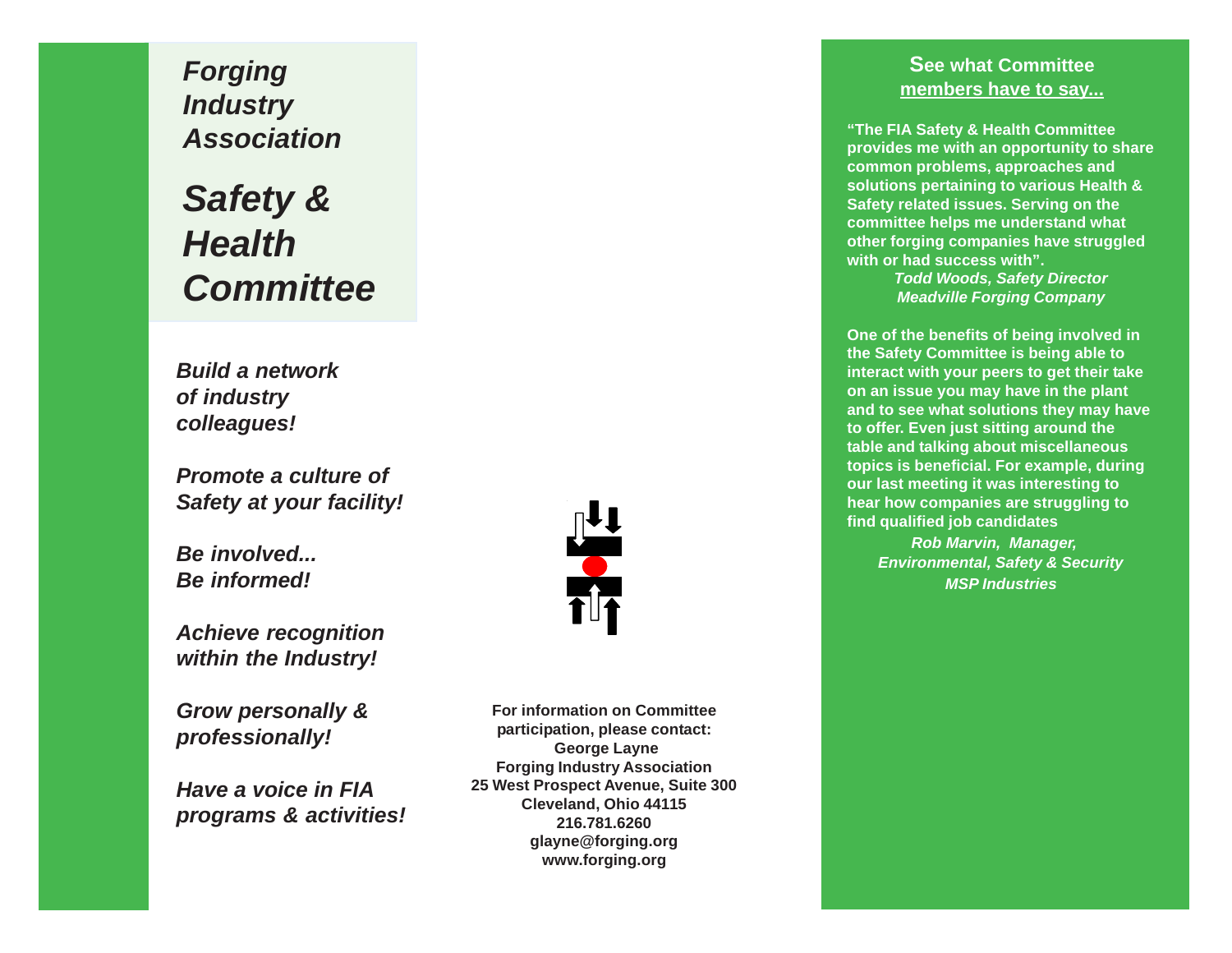# *Forging Industry Association*

# *Safety & Health Committee*

***Build a network of industry colleagues!***

***Promote a culture of Safety at your facility!***

***Be involved... Be informed!***

***Achieve recognition within the Industry!***

***Grow personally & professionally!***

***Have a voice in FIA programs & activities!***

**For information on Committee participation, please contact:**
**George Layne**
**Forging Industry Association**
**25 West Prospect Avenue, Suite 300**
**Cleveland, Ohio 44115**
**216.781.6260**
**glayne@forging.org**
**www.forging.org**

## See what Committee members have to say...

**"The FIA Safety & Health Committee provides me with an opportunity to share common problems, approaches and solutions pertaining to various Health & Safety related issues. Serving on the committee helps me understand what other forging companies have struggled with or had success with".**

***Todd Woods, Safety Director***
***Meadville Forging Company***

**One of the benefits of being involved in the Safety Committee is being able to interact with your peers to get their take on an issue you may have in the plant and to see what solutions they may have to offer. Even just sitting around the table and talking about miscellaneous topics is beneficial. For example, during our last meeting it was interesting to hear how companies are struggling to find qualified job candidates**

***Rob Marvin, Manager,***
***Environmental, Safety & Security***
***MSP Industries***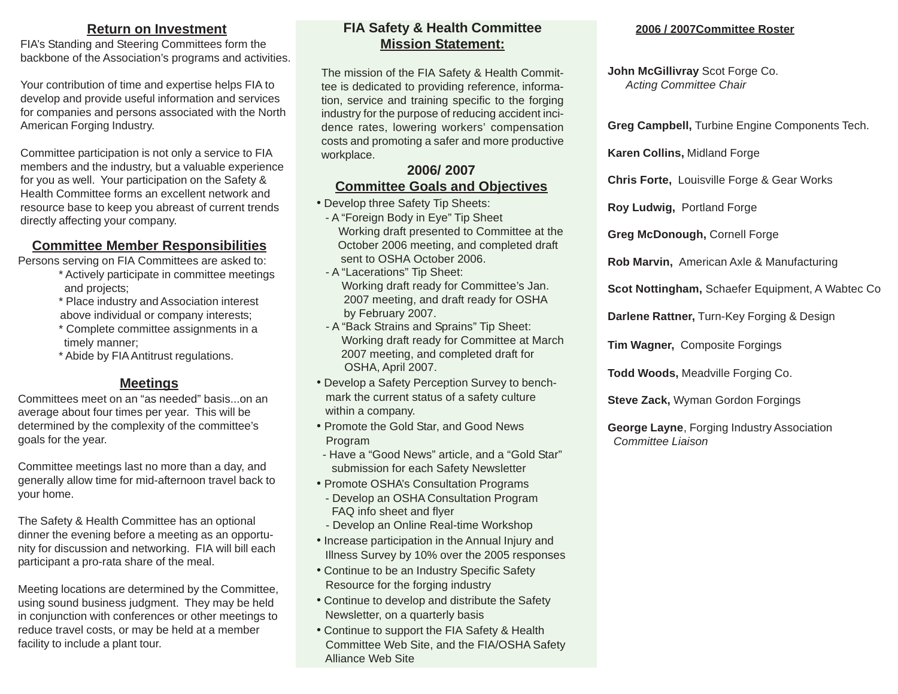## Return on Investment

FIA's Standing and Steering Committees form the backbone of the Association's programs and activities.

Your contribution of time and expertise helps FIA to develop and provide useful information and services for companies and persons associated with the North American Forging Industry.

Committee participation is not only a service to FIA members and the industry, but a valuable experience for you as well. Your participation on the Safety & Health Committee forms an excellent network and resource base to keep you abreast of current trends directly affecting your company.

## Committee Member Responsibilities

Persons serving on FIA Committees are asked to:

- Actively participate in committee meetings and projects;
- Place industry and Association interest above individual or company interests;
- Complete committee assignments in a timely manner;
- Abide by FIA Antitrust regulations.

## Meetings

Committees meet on an "as needed" basis...on an average about four times per year. This will be determined by the complexity of the committee's goals for the year.

Committee meetings last no more than a day, and generally allow time for mid-afternoon travel back to your home.

The Safety & Health Committee has an optional dinner the evening before a meeting as an opportunity for discussion and networking. FIA will bill each participant a pro-rata share of the meal.

Meeting locations are determined by the Committee, using sound business judgment. They may be held in conjunction with conferences or other meetings to reduce travel costs, or may be held at a member facility to include a plant tour.

## FIA Safety & Health Committee Mission Statement:

The mission of the FIA Safety & Health Committee is dedicated to providing reference, information, service and training specific to the forging industry for the purpose of reducing accident incidence rates, lowering workers' compensation costs and promoting a safer and more productive workplace.

## 2006/ 2007 Committee Goals and Objectives

- Develop three Safety Tip Sheets:
  - A "Foreign Body in Eye" Tip Sheet
    Working draft presented to Committee at the October 2006 meeting, and completed draft sent to OSHA October 2006.
  - A "Lacerations" Tip Sheet:
    Working draft ready for Committee's Jan. 2007 meeting, and draft ready for OSHA by February 2007.
  - A "Back Strains and Sprains" Tip Sheet:
    Working draft ready for Committee at March 2007 meeting, and completed draft for OSHA, April 2007.
- Develop a Safety Perception Survey to benchmark the current status of a safety culture within a company.
- Promote the Gold Star, and Good News Program
  - Have a "Good News" article, and a "Gold Star" submission for each Safety Newsletter
- Promote OSHA's Consultation Programs
  - Develop an OSHA Consultation Program FAQ info sheet and flyer
  - Develop an Online Real-time Workshop
- Increase participation in the Annual Injury and Illness Survey by 10% over the 2005 responses
- Continue to be an Industry Specific Safety Resource for the forging industry
- Continue to develop and distribute the Safety Newsletter, on a quarterly basis
- Continue to support the FIA Safety & Health Committee Web Site, and the FIA/OSHA Safety Alliance Web Site

## 2006 / 2007Committee Roster

**John McGillivray** Scot Forge Co.
*Acting Committee Chair*

**Greg Campbell,** Turbine Engine Components Tech.

**Karen Collins,** Midland Forge

**Chris Forte,** Louisville Forge & Gear Works

**Roy Ludwig,** Portland Forge

**Greg McDonough,** Cornell Forge

**Rob Marvin,** American Axle & Manufacturing

**Scot Nottingham,** Schaefer Equipment, A Wabtec Co

**Darlene Rattner,** Turn-Key Forging & Design

**Tim Wagner,** Composite Forgings

**Todd Woods,** Meadville Forging Co.

**Steve Zack,** Wyman Gordon Forgings

**George Layne**, Forging Industry Association
*Committee Liaison*